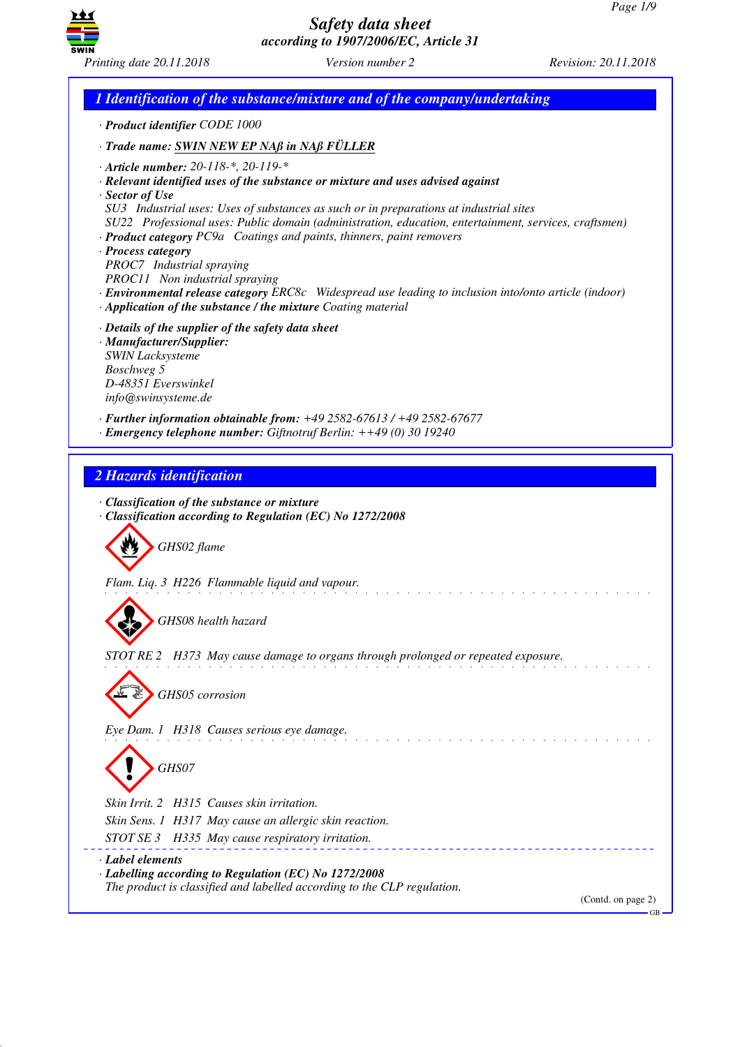# Safety data sheet
*according to 1907/2006/EC, Article 31*

Printing date 20.11.2018 | Version number 2 | Revision: 20.11.2018

## 1 Identification of the substance/mixture and of the company/undertaking

· **Product identifier** CODE 1000

· **Trade name:** **SWIN NEW EP NAß in NAß FÜLLER**

· **Article number:** 20-118-\*, 20-119-\*
· **Relevant identified uses of the substance or mixture and uses advised against**
· **Sector of Use**
SU3 Industrial uses: Uses of substances as such or in preparations at industrial sites
SU22 Professional uses: Public domain (administration, education, entertainment, services, craftsmen)
· **Product category** PC9a Coatings and paints, thinners, paint removers
· **Process category**
PROC7 Industrial spraying
PROC11 Non industrial spraying
· **Environmental release category** ERC8c Widespread use leading to inclusion into/onto article (indoor)
· **Application of the substance / the mixture** Coating material

· **Details of the supplier of the safety data sheet**
· **Manufacturer/Supplier:**
SWIN Lacksysteme
Boschweg 5
D-48351 Everswinkel
info@swinsysteme.de

· **Further information obtainable from:** +49 2582-67613 / +49 2582-67677
· **Emergency telephone number:** Giftnotruf Berlin: ++49 (0) 30 19240

## 2 Hazards identification

· **Classification of the substance or mixture**
· **Classification according to Regulation (EC) No 1272/2008**

GHS02 flame

Flam. Liq. 3 H226 Flammable liquid and vapour.

GHS08 health hazard

STOT RE 2 H373 May cause damage to organs through prolonged or repeated exposure.

GHS05 corrosion

Eye Dam. 1 H318 Causes serious eye damage.

GHS07

Skin Irrit. 2 H315 Causes skin irritation.
Skin Sens. 1 H317 May cause an allergic skin reaction.
STOT SE 3 H335 May cause respiratory irritation.

· **Label elements**
· **Labelling according to Regulation (EC) No 1272/2008**
The product is classified and labelled according to the CLP regulation.

(Contd. on page 2)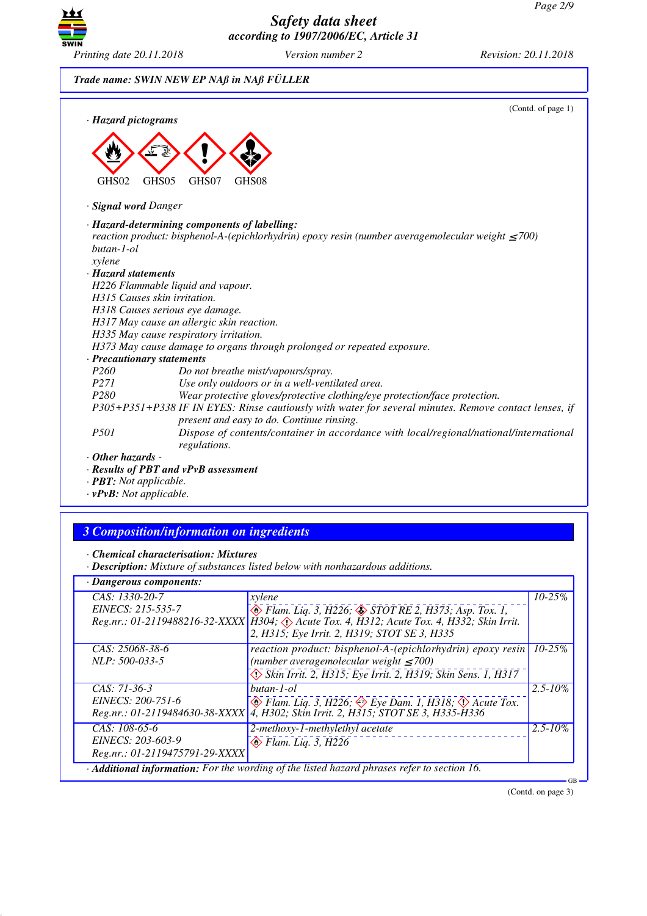**Trade name: SWIN NEW EP NAβ in NAβ FÜLLER**

(Contd. of page 1)

· **Hazard pictograms**

GHS02 GHS05 GHS07 GHS08

· **Signal word** Danger

· **Hazard-determining components of labelling:**
reaction product: bisphenol-A-(epichlorhydrin) epoxy resin (number averagemolecular weight ≤700)
butan-1-ol
xylene

· **Hazard statements**
H226 Flammable liquid and vapour.
H315 Causes skin irritation.
H318 Causes serious eye damage.
H317 May cause an allergic skin reaction.
H335 May cause respiratory irritation.
H373 May cause damage to organs through prolonged or repeated exposure.

· **Precautionary statements**

P260 Do not breathe mist/vapours/spray.
P271 Use only outdoors or in a well-ventilated area.
P280 Wear protective gloves/protective clothing/eye protection/face protection.
P305+P351+P338 IF IN EYES: Rinse cautiously with water for several minutes. Remove contact lenses, if present and easy to do. Continue rinsing.
P501 Dispose of contents/container in accordance with local/regional/national/international regulations.

· **Other hazards** -
· **Results of PBT and vPvB assessment**
· **PBT:** Not applicable.
· **vPvB:** Not applicable.

## 3 Composition/information on ingredients

· **Chemical characterisation: Mixtures**
· **Description:** Mixture of substances listed below with nonhazardous additions.

· **Dangerous components:**

| | | |
|---|---|---|
| CAS: 1330-20-7<br>EINECS: 215-535-7<br>Reg.nr.: 01-2119488216-32-XXXX | xylene<br>Flam. Liq. 3, H226; STOT RE 2, H373; Asp. Tox. 1, H304; Acute Tox. 4, H312; Acute Tox. 4, H332; Skin Irrit. 2, H315; Eye Irrit. 2, H319; STOT SE 3, H335 | 10-25% |
| CAS: 25068-38-6<br>NLP: 500-033-5 | reaction product: bisphenol-A-(epichlorhydrin) epoxy resin (number averagemolecular weight ≤700)<br>Skin Irrit. 2, H315; Eye Irrit. 2, H319; Skin Sens. 1, H317 | 10-25% |
| CAS: 71-36-3<br>EINECS: 200-751-6<br>Reg.nr.: 01-2119484630-38-XXXX | butan-1-ol<br>Flam. Liq. 3, H226; Eye Dam. 1, H318; Acute Tox. 4, H302; Skin Irrit. 2, H315; STOT SE 3, H335-H336 | 2.5-10% |
| CAS: 108-65-6<br>EINECS: 203-603-9<br>Reg.nr.: 01-2119475791-29-XXXX | 2-methoxy-1-methylethyl acetate<br>Flam. Liq. 3, H226 | 2.5-10% |

· **Additional information:** For the wording of the listed hazard phrases refer to section 16.

(Contd. on page 3)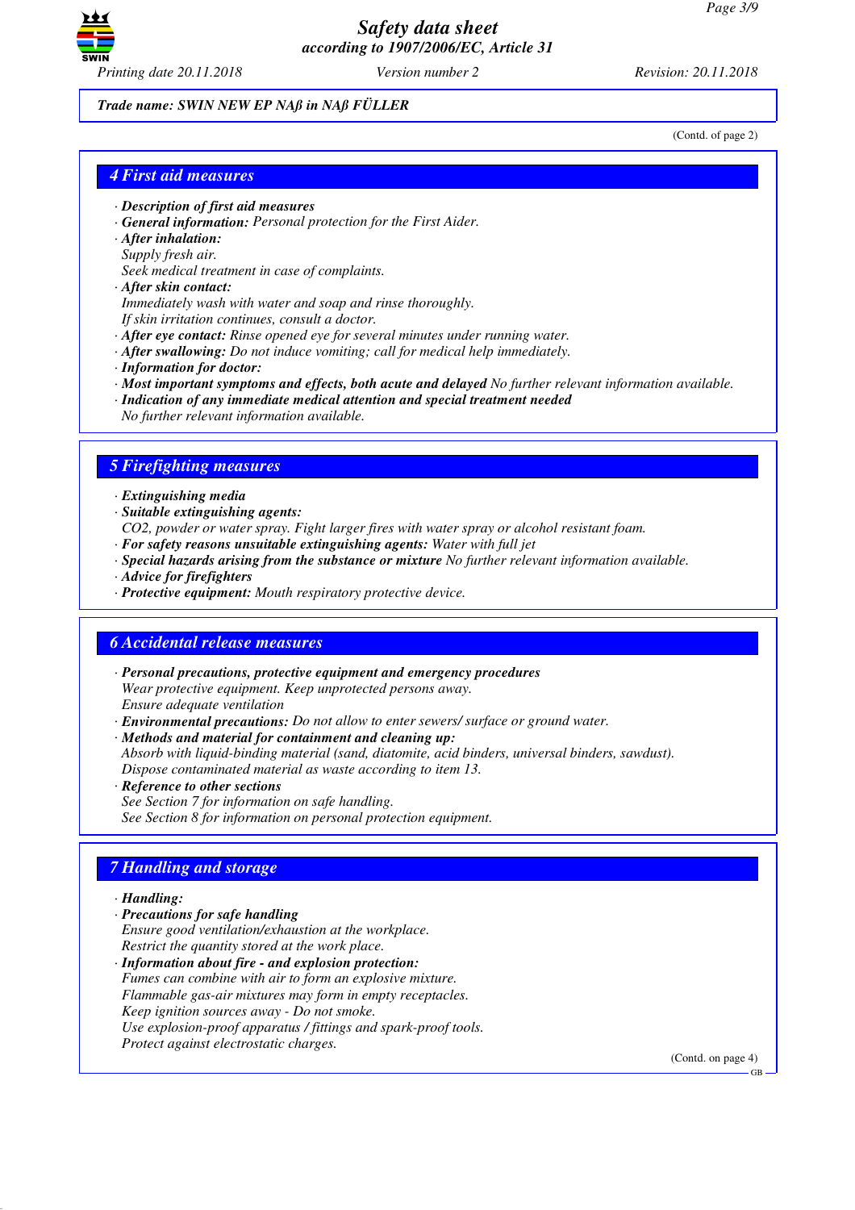**Trade name: SWIN NEW EP NAß in NAß FÜLLER**

(Contd. of page 2)

## 4 First aid measures

· **Description of first aid measures**
· **General information:** Personal protection for the First Aider.
· **After inhalation:**
Supply fresh air.
Seek medical treatment in case of complaints.
· **After skin contact:**
Immediately wash with water and soap and rinse thoroughly.
If skin irritation continues, consult a doctor.
· **After eye contact:** Rinse opened eye for several minutes under running water.
· **After swallowing:** Do not induce vomiting; call for medical help immediately.
· **Information for doctor:**
· **Most important symptoms and effects, both acute and delayed** No further relevant information available.
· **Indication of any immediate medical attention and special treatment needed**
No further relevant information available.

## 5 Firefighting measures

· **Extinguishing media**
· **Suitable extinguishing agents:**
CO2, powder or water spray. Fight larger fires with water spray or alcohol resistant foam.
· **For safety reasons unsuitable extinguishing agents:** Water with full jet
· **Special hazards arising from the substance or mixture** No further relevant information available.
· **Advice for firefighters**
· **Protective equipment:** Mouth respiratory protective device.

## 6 Accidental release measures

· **Personal precautions, protective equipment and emergency procedures**
Wear protective equipment. Keep unprotected persons away.
Ensure adequate ventilation
· **Environmental precautions:** Do not allow to enter sewers/ surface or ground water.
· **Methods and material for containment and cleaning up:**
Absorb with liquid-binding material (sand, diatomite, acid binders, universal binders, sawdust).
Dispose contaminated material as waste according to item 13.
· **Reference to other sections**
See Section 7 for information on safe handling.
See Section 8 for information on personal protection equipment.

## 7 Handling and storage

· **Handling:**
· **Precautions for safe handling**
Ensure good ventilation/exhaustion at the workplace.
Restrict the quantity stored at the work place.
· **Information about fire - and explosion protection:**
Fumes can combine with air to form an explosive mixture.
Flammable gas-air mixtures may form in empty receptacles.
Keep ignition sources away - Do not smoke.
Use explosion-proof apparatus / fittings and spark-proof tools.
Protect against electrostatic charges.

(Contd. on page 4)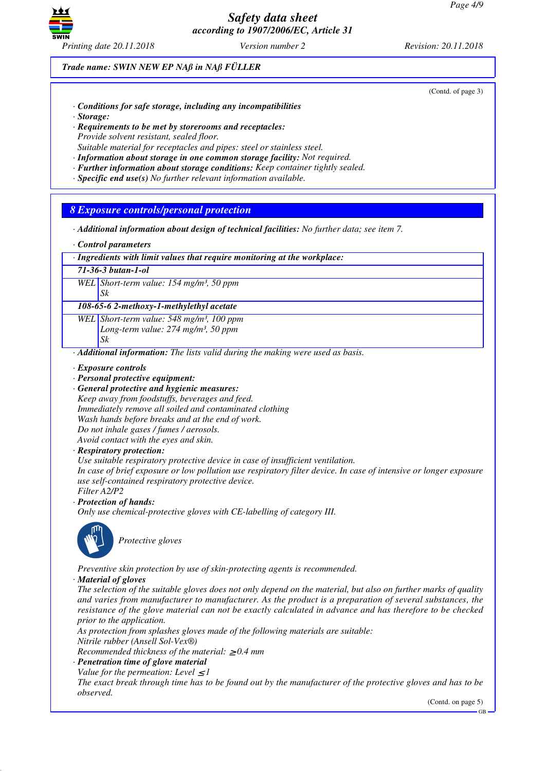**Trade name: SWIN NEW EP NAß in NAß FÜLLER**

(Contd. of page 3)

· **Conditions for safe storage, including any incompatibilities**
· **Storage:**
· **Requirements to be met by storerooms and receptacles:**
Provide solvent resistant, sealed floor.
Suitable material for receptacles and pipes: steel or stainless steel.
· **Information about storage in one common storage facility:** Not required.
· **Further information about storage conditions:** Keep container tightly sealed.
· **Specific end use(s)** No further relevant information available.

## 8 Exposure controls/personal protection

· **Additional information about design of technical facilities:** No further data; see item 7.

· **Control parameters**

| · Ingredients with limit values that require monitoring at the workplace: | |
|---|---|
| **71-36-3 butan-1-ol** | |
| WEL | Short-term value: 154 mg/m³, 50 ppm<br>Sk |
| **108-65-6 2-methoxy-1-methylethyl acetate** | |
| WEL | Short-term value: 548 mg/m³, 100 ppm<br>Long-term value: 274 mg/m³, 50 ppm<br>Sk |

· **Additional information:** The lists valid during the making were used as basis.

· **Exposure controls**
· **Personal protective equipment:**
· **General protective and hygienic measures:**
Keep away from foodstuffs, beverages and feed.
Immediately remove all soiled and contaminated clothing
Wash hands before breaks and at the end of work.
Do not inhale gases / fumes / aerosols.
Avoid contact with the eyes and skin.
· **Respiratory protection:**
Use suitable respiratory protective device in case of insufficient ventilation.
In case of brief exposure or low pollution use respiratory filter device. In case of intensive or longer exposure use self-contained respiratory protective device.
Filter A2/P2
· **Protection of hands:**
Only use chemical-protective gloves with CE-labelling of category III.

Protective gloves

Preventive skin protection by use of skin-protecting agents is recommended.
· **Material of gloves**
The selection of the suitable gloves does not only depend on the material, but also on further marks of quality and varies from manufacturer to manufacturer. As the product is a preparation of several substances, the resistance of the glove material can not be exactly calculated in advance and has therefore to be checked prior to the application.
As protection from splashes gloves made of the following materials are suitable:
Nitrile rubber (Ansell Sol-Vex®)
Recommended thickness of the material: $\geq$0.4 mm
· **Penetration time of glove material**
Value for the permeation: Level $\leq$1
The exact break through time has to be found out by the manufacturer of the protective gloves and has to be observed.

(Contd. on page 5)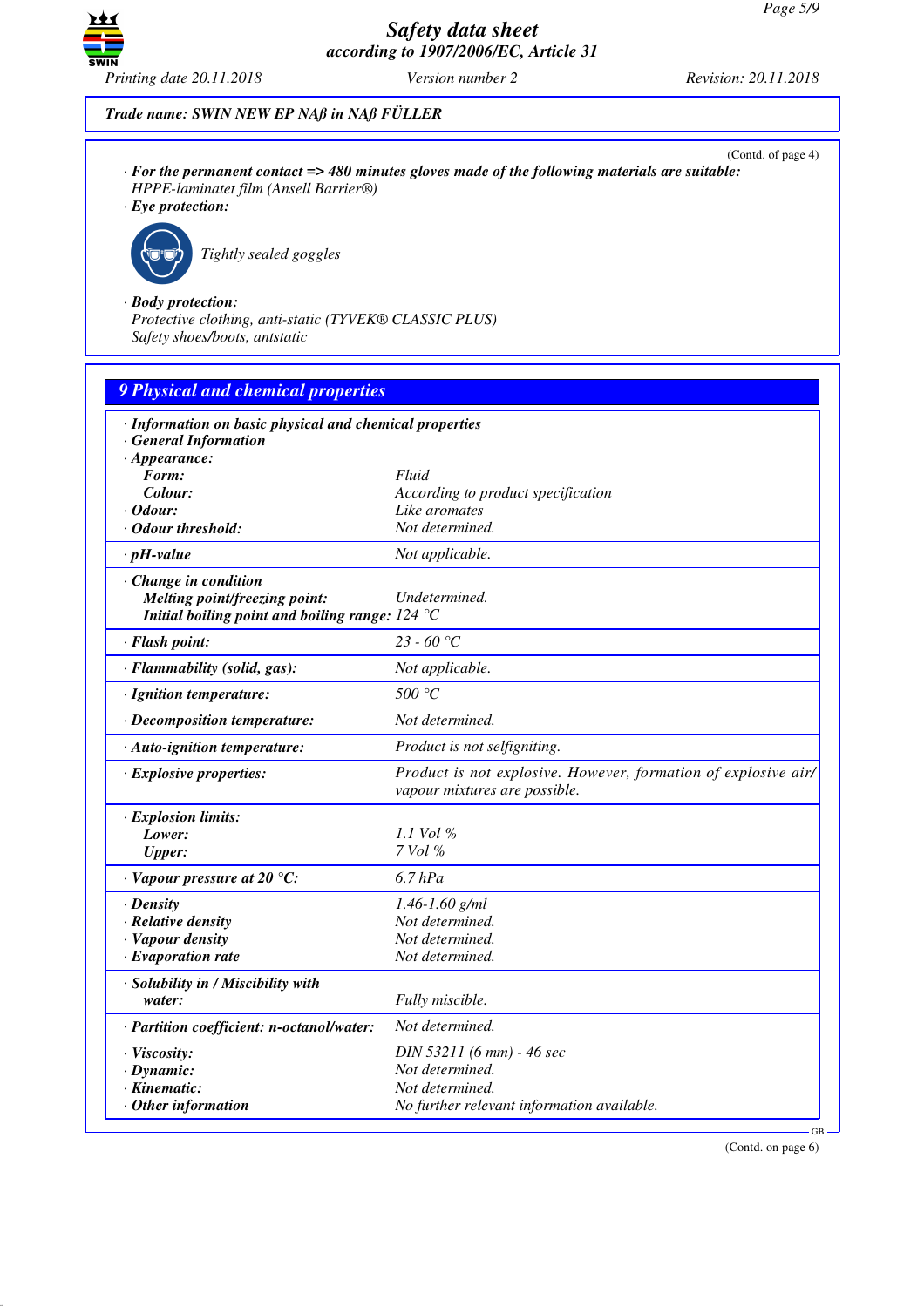**Trade name: SWIN NEW EP NAß in NAß FÜLLER**

(Contd. of page 4)

· **For the permanent contact => 480 minutes gloves made of the following materials are suitable:**
HPPE-laminatet film (Ansell Barrier®)

· **Eye protection:**

Tightly sealed goggles

· **Body protection:**
Protective clothing, anti-static (TYVEK® CLASSIC PLUS)
Safety shoes/boots, antstatic

## 9 Physical and chemical properties

| Property | Value |
|---|---|
| · **Information on basic physical and chemical properties** | |
| · **General Information** | |
| · **Appearance:** | |
| **Form:** | Fluid |
| **Colour:** | According to product specification |
| · **Odour:** | Like aromates |
| · **Odour threshold:** | Not determined. |
| · **pH-value** | Not applicable. |
| · **Change in condition** | |
| **Melting point/freezing point:** | Undetermined. |
| **Initial boiling point and boiling range:** | 124 °C |
| · **Flash point:** | 23 - 60 °C |
| · **Flammability (solid, gas):** | Not applicable. |
| · **Ignition temperature:** | 500 °C |
| · **Decomposition temperature:** | Not determined. |
| · **Auto-ignition temperature:** | Product is not selfigniting. |
| · **Explosive properties:** | Product is not explosive. However, formation of explosive air/vapour mixtures are possible. |
| · **Explosion limits:** | |
| **Lower:** | 1.1 Vol % |
| **Upper:** | 7 Vol % |
| · **Vapour pressure at 20 °C:** | 6.7 hPa |
| · **Density** | 1.46-1.60 g/ml |
| · **Relative density** | Not determined. |
| · **Vapour density** | Not determined. |
| · **Evaporation rate** | Not determined. |
| · **Solubility in / Miscibility with water:** | Fully miscible. |
| · **Partition coefficient: n-octanol/water:** | Not determined. |
| · **Viscosity:** | DIN 53211 (6 mm) - 46 sec |
| · **Dynamic:** | Not determined. |
| · **Kinematic:** | Not determined. |
| · **Other information** | No further relevant information available. |

(Contd. on page 6)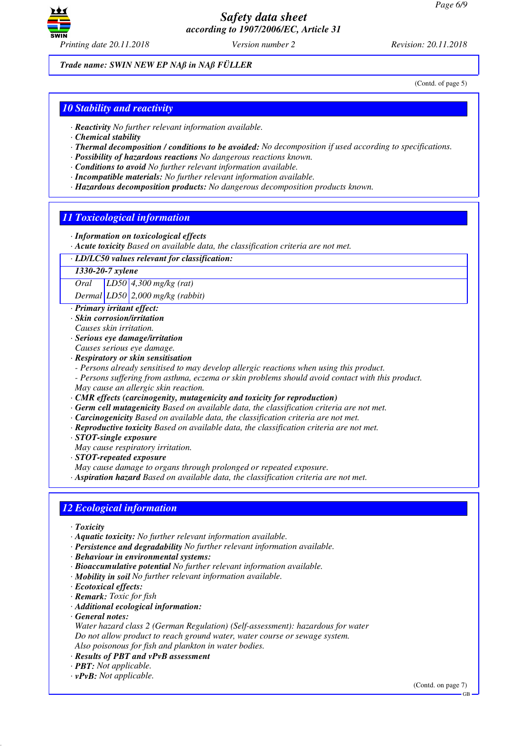*Trade name:* ***SWIN NEW EP NAß in NAß FÜLLER***

(Contd. of page 5)

## *10 Stability and reactivity*

· ***Reactivity*** *No further relevant information available.*
· ***Chemical stability***
· ***Thermal decomposition / conditions to be avoided:*** *No decomposition if used according to specifications.*
· ***Possibility of hazardous reactions*** *No dangerous reactions known.*
· ***Conditions to avoid*** *No further relevant information available.*
· ***Incompatible materials:*** *No further relevant information available.*
· ***Hazardous decomposition products:*** *No dangerous decomposition products known.*

## *11 Toxicological information*

· ***Information on toxicological effects***
· ***Acute toxicity*** *Based on available data, the classification criteria are not met.*

| · ***LD/LC50 values relevant for classification:*** | | |
|---|---|---|
| ***1330-20-7 xylene*** | | |
| *Oral* | *LD50* | *4,300 mg/kg (rat)* |
| *Dermal* | *LD50* | *2,000 mg/kg (rabbit)* |

· ***Primary irritant effect:***
· ***Skin corrosion/irritation***
*Causes skin irritation.*
· ***Serious eye damage/irritation***
*Causes serious eye damage.*
· ***Respiratory or skin sensitisation***
*- Persons already sensitised to may develop allergic reactions when using this product.*
*- Persons suffering from asthma, eczema or skin problems should avoid contact with this product.*
*May cause an allergic skin reaction.*
· ***CMR effects (carcinogenity, mutagenicity and toxicity for reproduction)***
· ***Germ cell mutagenicity*** *Based on available data, the classification criteria are not met.*
· ***Carcinogenicity*** *Based on available data, the classification criteria are not met.*
· ***Reproductive toxicity*** *Based on available data, the classification criteria are not met.*
· ***STOT-single exposure***
*May cause respiratory irritation.*
· ***STOT-repeated exposure***
*May cause damage to organs through prolonged or repeated exposure.*
· ***Aspiration hazard*** *Based on available data, the classification criteria are not met.*

## *12 Ecological information*

· ***Toxicity***
· ***Aquatic toxicity:*** *No further relevant information available.*
· ***Persistence and degradability*** *No further relevant information available.*
· ***Behaviour in environmental systems:***
· ***Bioaccumulative potential*** *No further relevant information available.*
· ***Mobility in soil*** *No further relevant information available.*
· ***Ecotoxical effects:***
· ***Remark:*** *Toxic for fish*
· ***Additional ecological information:***
· ***General notes:***
*Water hazard class 2 (German Regulation) (Self-assessment): hazardous for water*
*Do not allow product to reach ground water, water course or sewage system.*
*Also poisonous for fish and plankton in water bodies.*
· ***Results of PBT and vPvB assessment***
· ***PBT:*** *Not applicable.*
· ***vPvB:*** *Not applicable.*

(Contd. on page 7)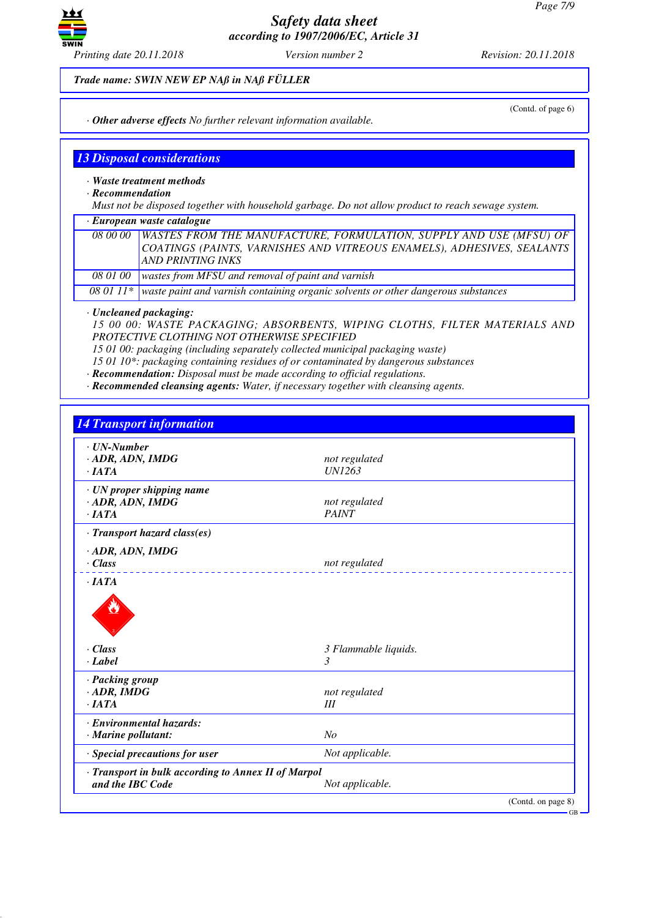**Trade name: SWIN NEW EP NAß in NAß FÜLLER**

(Contd. of page 6)

· **Other adverse effects** No further relevant information available.

## 13 Disposal considerations

· **Waste treatment methods**
· **Recommendation**
Must not be disposed together with household garbage. Do not allow product to reach sewage system.

| · European waste catalogue | |
|---|---|
| 08 00 00 | WASTES FROM THE MANUFACTURE, FORMULATION, SUPPLY AND USE (MFSU) OF COATINGS (PAINTS, VARNISHES AND VITREOUS ENAMELS), ADHESIVES, SEALANTS AND PRINTING INKS |
| 08 01 00 | wastes from MFSU and removal of paint and varnish |
| 08 01 11* | waste paint and varnish containing organic solvents or other dangerous substances |

· **Uncleaned packaging:**
15 00 00: WASTE PACKAGING; ABSORBENTS, WIPING CLOTHS, FILTER MATERIALS AND PROTECTIVE CLOTHING NOT OTHERWISE SPECIFIED
15 01 00: packaging (including separately collected municipal packaging waste)
15 01 10*: packaging containing residues of or contaminated by dangerous substances
· **Recommendation:** Disposal must be made according to official regulations.
· **Recommended cleansing agents:** Water, if necessary together with cleansing agents.

## 14 Transport information

| | |
|---|---|
| · **UN-Number** | |
| · **ADR, ADN, IMDG** | not regulated |
| · **IATA** | UN1263 |
| · **UN proper shipping name** | |
| · **ADR, ADN, IMDG** | not regulated |
| · **IATA** | PAINT |
| · **Transport hazard class(es)** | |
| · **ADR, ADN, IMDG** | |
| · **Class** | not regulated |
| · **IATA** | |
| · **Class** | 3 Flammable liquids. |
| · **Label** | 3 |
| · **Packing group** | |
| · **ADR, IMDG** | not regulated |
| · **IATA** | III |
| · **Environmental hazards:** | |
| · **Marine pollutant:** | No |
| · **Special precautions for user** | Not applicable. |
| · **Transport in bulk according to Annex II of Marpol and the IBC Code** | Not applicable. |

(Contd. on page 8)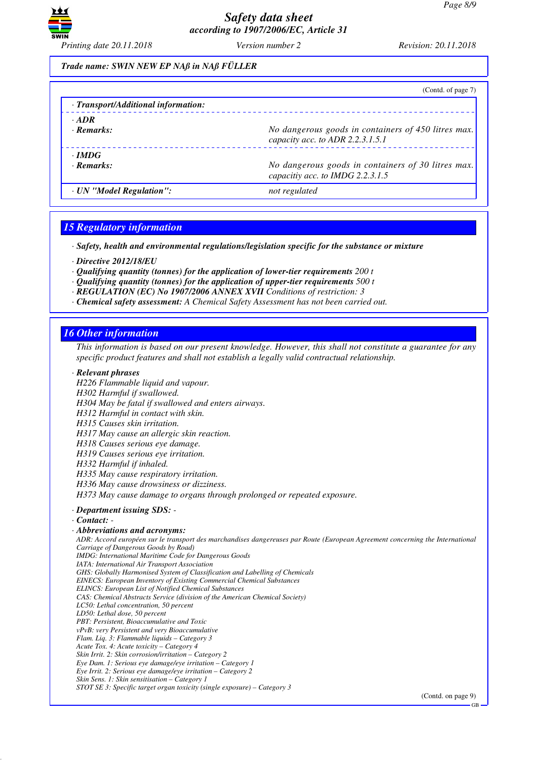*Trade name: SWIN NEW EP NAß in NAß FÜLLER*

(Contd. of page 7)

| · **Transport/Additional information:** | |
|---|---|
| · **ADR** | |
| · **Remarks:** | No dangerous goods in containers of 450 litres max. capacity acc. to ADR 2.2.3.1.5.1 |
| · **IMDG** | |
| · **Remarks:** | No dangerous goods in containers of 30 litres max. capacity acc. to IMDG 2.2.3.1.5 |
| · **UN "Model Regulation":** | not regulated |

## 15 Regulatory information

· **Safety, health and environmental regulations/legislation specific for the substance or mixture**

· **Directive 2012/18/EU**
· **Qualifying quantity (tonnes) for the application of lower-tier requirements** 200 t
· **Qualifying quantity (tonnes) for the application of upper-tier requirements** 500 t
· **REGULATION (EC) No 1907/2006 ANNEX XVII** Conditions of restriction: 3
· **Chemical safety assessment:** A Chemical Safety Assessment has not been carried out.

## 16 Other information

This information is based on our present knowledge. However, this shall not constitute a guarantee for any specific product features and shall not establish a legally valid contractual relationship.

· **Relevant phrases**
H226 Flammable liquid and vapour.
H302 Harmful if swallowed.
H304 May be fatal if swallowed and enters airways.
H312 Harmful in contact with skin.
H315 Causes skin irritation.
H317 May cause an allergic skin reaction.
H318 Causes serious eye damage.
H319 Causes serious eye irritation.
H332 Harmful if inhaled.
H335 May cause respiratory irritation.
H336 May cause drowsiness or dizziness.
H373 May cause damage to organs through prolonged or repeated exposure.

· **Department issuing SDS:** -
· **Contact:** -
· **Abbreviations and acronyms:**
ADR: Accord européen sur le transport des marchandises dangereuses par Route (European Agreement concerning the International Carriage of Dangerous Goods by Road)
IMDG: International Maritime Code for Dangerous Goods
IATA: International Air Transport Association
GHS: Globally Harmonised System of Classification and Labelling of Chemicals
EINECS: European Inventory of Existing Commercial Chemical Substances
ELINCS: European List of Notified Chemical Substances
CAS: Chemical Abstracts Service (division of the American Chemical Society)
LC50: Lethal concentration, 50 percent
LD50: Lethal dose, 50 percent
PBT: Persistent, Bioaccumulative and Toxic
vPvB: very Persistent and very Bioaccumulative
Flam. Liq. 3: Flammable liquids – Category 3
Acute Tox. 4: Acute toxicity – Category 4
Skin Irrit. 2: Skin corrosion/irritation – Category 2
Eye Dam. 1: Serious eye damage/eye irritation – Category 1
Eye Irrit. 2: Serious eye damage/eye irritation – Category 2
Skin Sens. 1: Skin sensitisation – Category 1
STOT SE 3: Specific target organ toxicity (single exposure) – Category 3

(Contd. on page 9)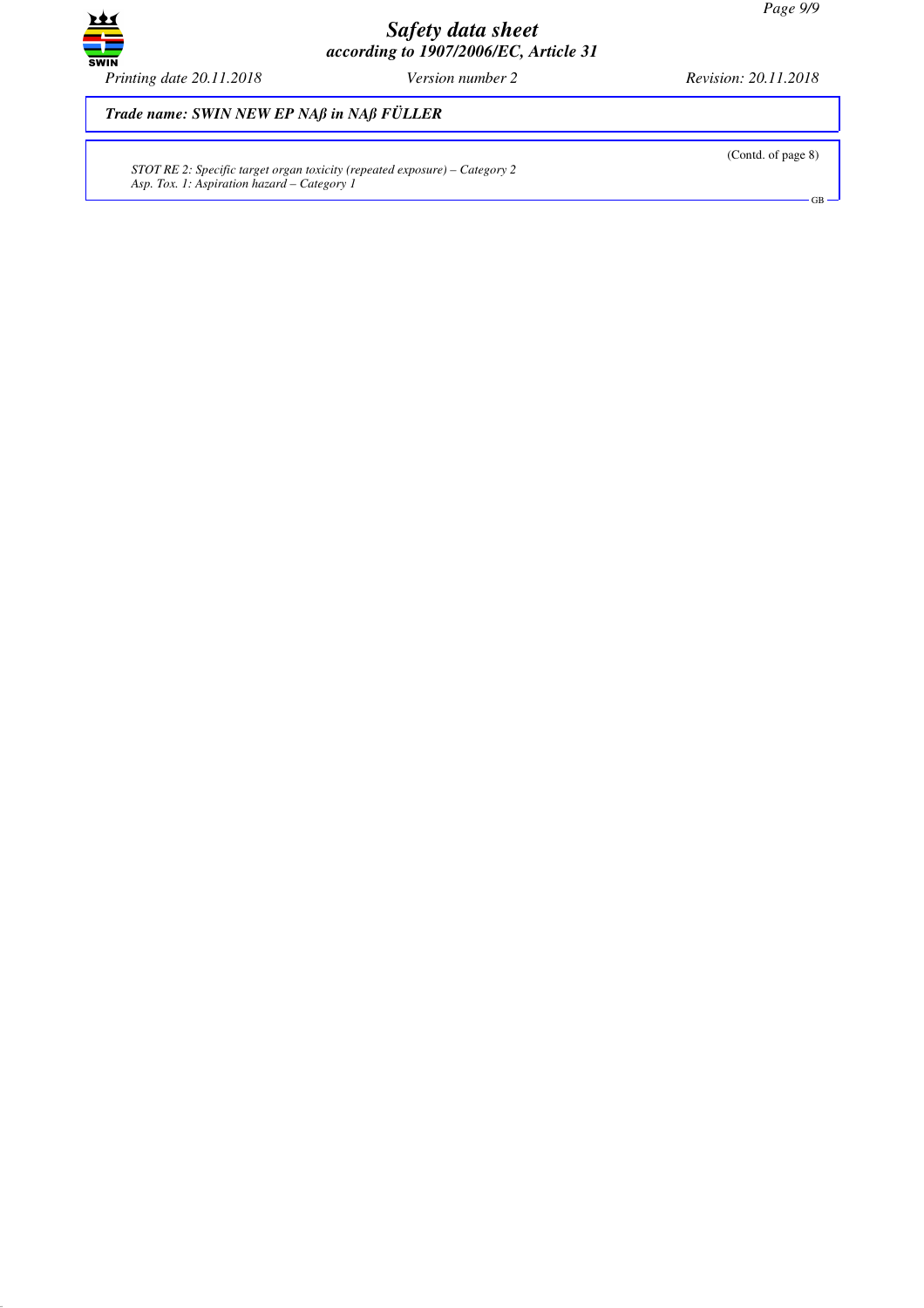*Trade name: SWIN NEW EP NAß in NAß FÜLLER*

(Contd. of page 8)

*STOT RE 2: Specific target organ toxicity (repeated exposure) – Category 2*
*Asp. Tox. 1: Aspiration hazard – Category 1*

GB